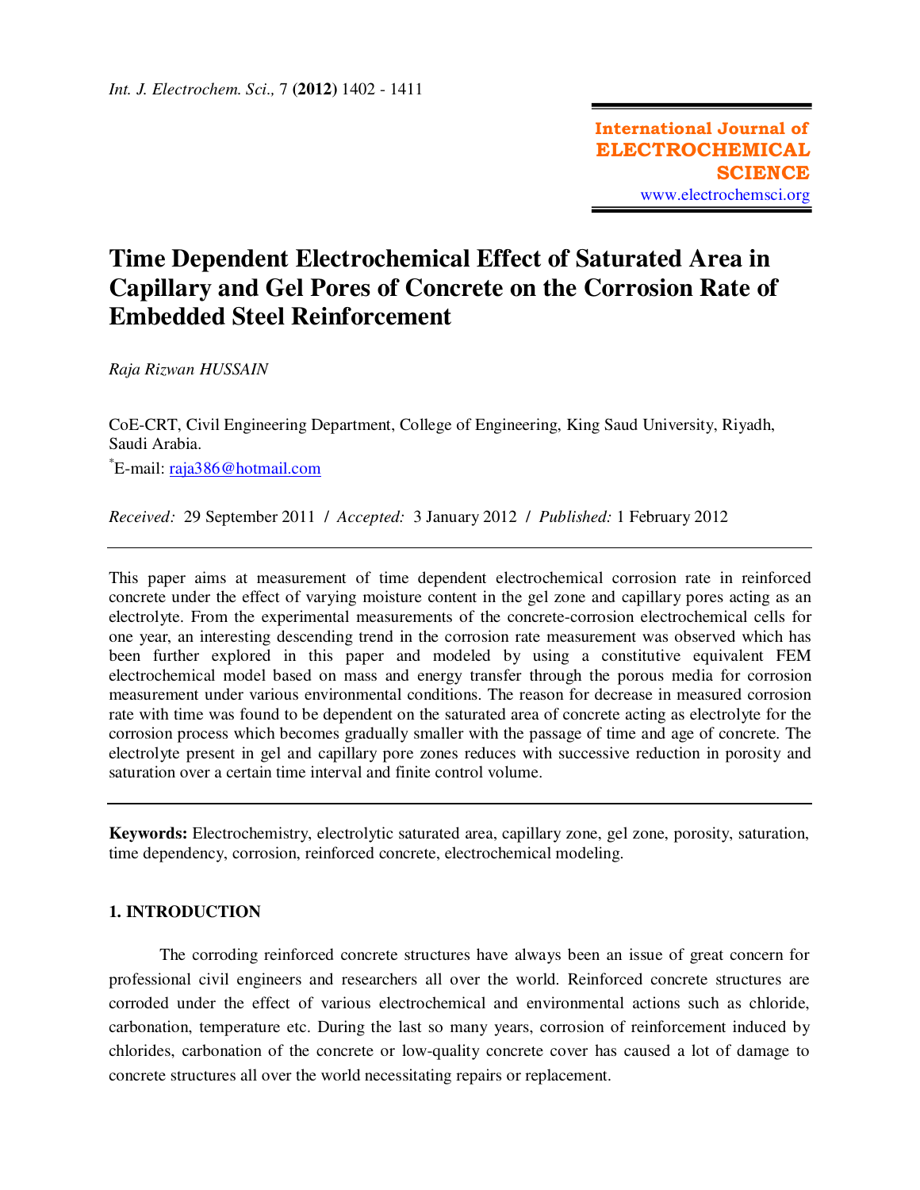# Time Dependent Electrochemical Effect of Saturated Area in Capillary and Gel Pores of Concrete on the Corrosion Rate of Embedded Steel Reinforcement

*Raja Rizwan HUSSAIN*

CoE-CRT, Civil Engineering Department, College of Engineering, King Saud University, Riyadh, Saudi Arabia.

*E-mail: raja386@hotmail.com

*Received:* 29 September 2011 / *Accepted:* 3 January 2012 / *Published:* 1 February 2012

---

This paper aims at measurement of time dependent electrochemical corrosion rate in reinforced concrete under the effect of varying moisture content in the gel zone and capillary pores acting as an electrolyte. From the experimental measurements of the concrete-corrosion electrochemical cells for one year, an interesting descending trend in the corrosion rate measurement was observed which has been further explored in this paper and modeled by using a constitutive equivalent FEM electrochemical model based on mass and energy transfer through the porous media for corrosion measurement under various environmental conditions. The reason for decrease in measured corrosion rate with time was found to be dependent on the saturated area of concrete acting as electrolyte for the corrosion process which becomes gradually smaller with the passage of time and age of concrete. The electrolyte present in gel and capillary pore zones reduces with successive reduction in porosity and saturation over a certain time interval and finite control volume.

---

**Keywords:** Electrochemistry, electrolytic saturated area, capillary zone, gel zone, porosity, saturation, time dependency, corrosion, reinforced concrete, electrochemical modeling.

## 1. INTRODUCTION

The corroding reinforced concrete structures have always been an issue of great concern for professional civil engineers and researchers all over the world. Reinforced concrete structures are corroded under the effect of various electrochemical and environmental actions such as chloride, carbonation, temperature etc. During the last so many years, corrosion of reinforcement induced by chlorides, carbonation of the concrete or low-quality concrete cover has caused a lot of damage to concrete structures all over the world necessitating repairs or replacement.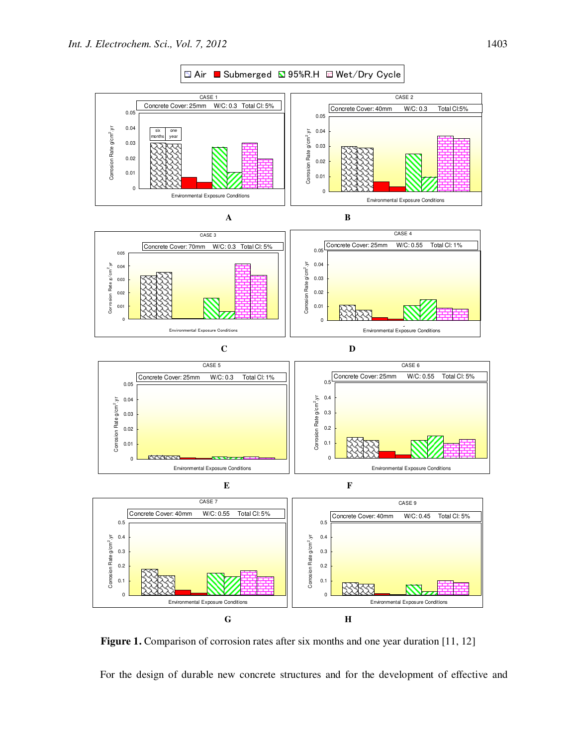**Figure 1.** Comparison of corrosion rates after six months and one year duration [11, 12]

For the design of durable new concrete structures and for the development of effective and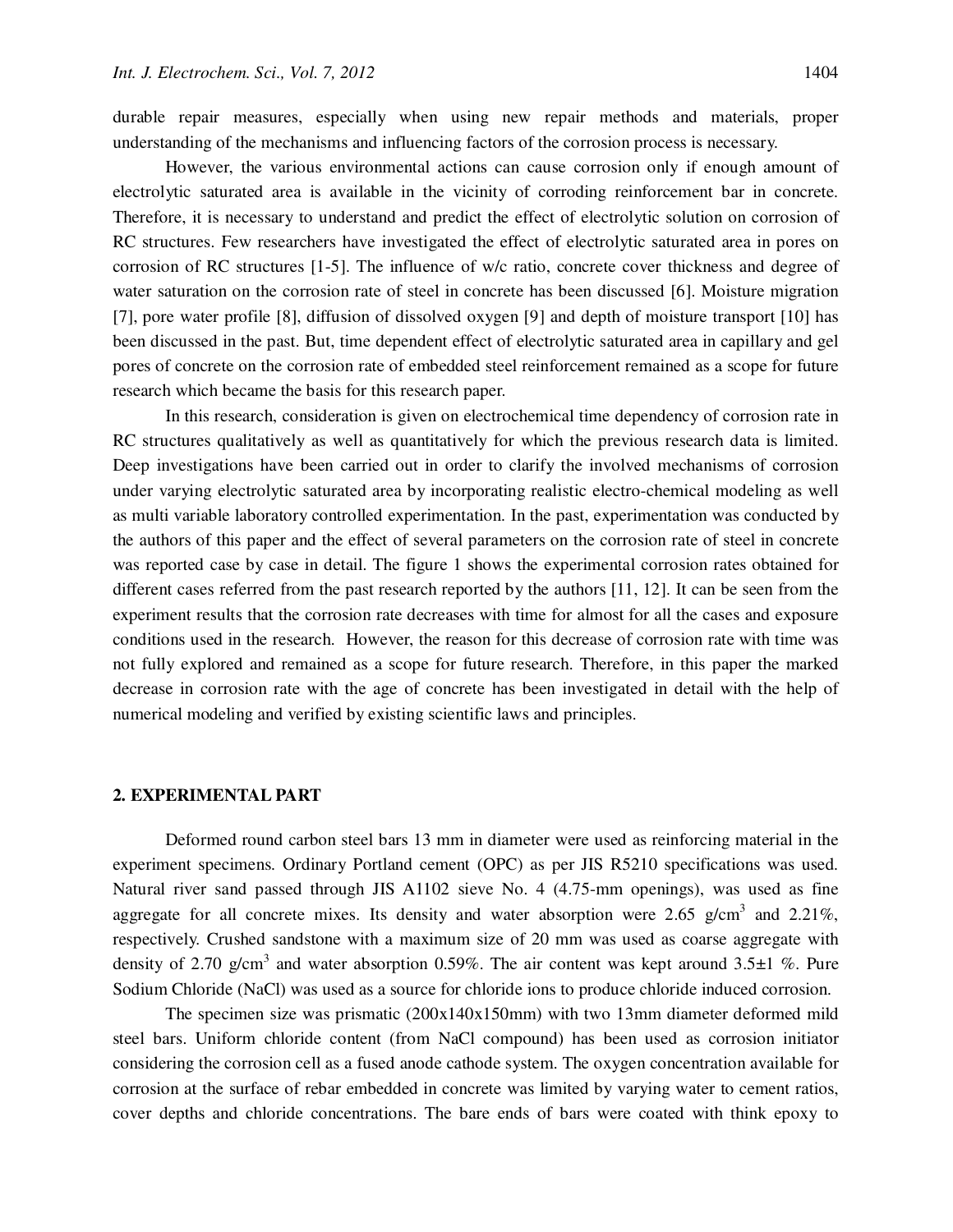durable repair measures, especially when using new repair methods and materials, proper understanding of the mechanisms and influencing factors of the corrosion process is necessary.

However, the various environmental actions can cause corrosion only if enough amount of electrolytic saturated area is available in the vicinity of corroding reinforcement bar in concrete. Therefore, it is necessary to understand and predict the effect of electrolytic solution on corrosion of RC structures. Few researchers have investigated the effect of electrolytic saturated area in pores on corrosion of RC structures [1-5]. The influence of w/c ratio, concrete cover thickness and degree of water saturation on the corrosion rate of steel in concrete has been discussed [6]. Moisture migration [7], pore water profile [8], diffusion of dissolved oxygen [9] and depth of moisture transport [10] has been discussed in the past. But, time dependent effect of electrolytic saturated area in capillary and gel pores of concrete on the corrosion rate of embedded steel reinforcement remained as a scope for future research which became the basis for this research paper.

In this research, consideration is given on electrochemical time dependency of corrosion rate in RC structures qualitatively as well as quantitatively for which the previous research data is limited. Deep investigations have been carried out in order to clarify the involved mechanisms of corrosion under varying electrolytic saturated area by incorporating realistic electro-chemical modeling as well as multi variable laboratory controlled experimentation. In the past, experimentation was conducted by the authors of this paper and the effect of several parameters on the corrosion rate of steel in concrete was reported case by case in detail. The figure 1 shows the experimental corrosion rates obtained for different cases referred from the past research reported by the authors [11, 12]. It can be seen from the experiment results that the corrosion rate decreases with time for almost for all the cases and exposure conditions used in the research. However, the reason for this decrease of corrosion rate with time was not fully explored and remained as a scope for future research. Therefore, in this paper the marked decrease in corrosion rate with the age of concrete has been investigated in detail with the help of numerical modeling and verified by existing scientific laws and principles.

## 2. EXPERIMENTAL PART

Deformed round carbon steel bars 13 mm in diameter were used as reinforcing material in the experiment specimens. Ordinary Portland cement (OPC) as per JIS R5210 specifications was used. Natural river sand passed through JIS A1102 sieve No. 4 (4.75-mm openings), was used as fine aggregate for all concrete mixes. Its density and water absorption were 2.65 g/cm$^3$ and 2.21%, respectively. Crushed sandstone with a maximum size of 20 mm was used as coarse aggregate with density of 2.70 g/cm$^3$ and water absorption 0.59%. The air content was kept around 3.5±1 %. Pure Sodium Chloride (NaCl) was used as a source for chloride ions to produce chloride induced corrosion.

The specimen size was prismatic (200x140x150mm) with two 13mm diameter deformed mild steel bars. Uniform chloride content (from NaCl compound) has been used as corrosion initiator considering the corrosion cell as a fused anode cathode system. The oxygen concentration available for corrosion at the surface of rebar embedded in concrete was limited by varying water to cement ratios, cover depths and chloride concentrations. The bare ends of bars were coated with think epoxy to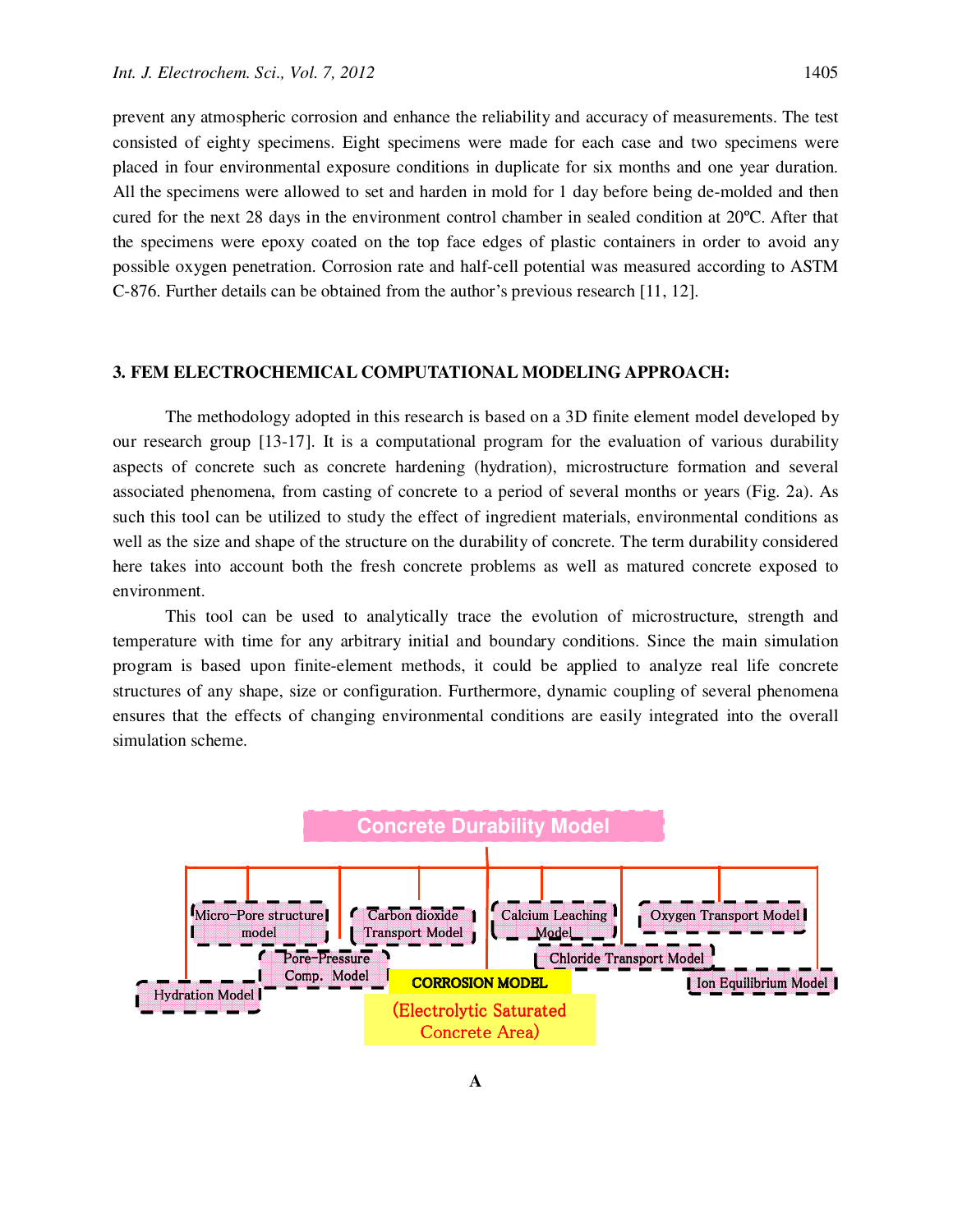prevent any atmospheric corrosion and enhance the reliability and accuracy of measurements. The test consisted of eighty specimens. Eight specimens were made for each case and two specimens were placed in four environmental exposure conditions in duplicate for six months and one year duration. All the specimens were allowed to set and harden in mold for 1 day before being de-molded and then cured for the next 28 days in the environment control chamber in sealed condition at 20ºC. After that the specimens were epoxy coated on the top face edges of plastic containers in order to avoid any possible oxygen penetration. Corrosion rate and half-cell potential was measured according to ASTM C-876. Further details can be obtained from the author's previous research [11, 12].

## 3. FEM ELECTROCHEMICAL COMPUTATIONAL MODELING APPROACH:

The methodology adopted in this research is based on a 3D finite element model developed by our research group [13-17]. It is a computational program for the evaluation of various durability aspects of concrete such as concrete hardening (hydration), microstructure formation and several associated phenomena, from casting of concrete to a period of several months or years (Fig. 2a). As such this tool can be utilized to study the effect of ingredient materials, environmental conditions as well as the size and shape of the structure on the durability of concrete. The term durability considered here takes into account both the fresh concrete problems as well as matured concrete exposed to environment.

This tool can be used to analytically trace the evolution of microstructure, strength and temperature with time for any arbitrary initial and boundary conditions. Since the main simulation program is based upon finite-element methods, it could be applied to analyze real life concrete structures of any shape, size or configuration. Furthermore, dynamic coupling of several phenomena ensures that the effects of changing environmental conditions are easily integrated into the overall simulation scheme.

Concrete Durability Model

Micro-Pore structure model | Carbon dioxide Transport Model | Calcium Leaching Model | Oxygen Transport Model | Pore-Pressure Comp. Model | Chloride Transport Model | Hydration Model | CORROSION MODEL (Electrolytic Saturated Concrete Area) | Ion Equilibrium Model

A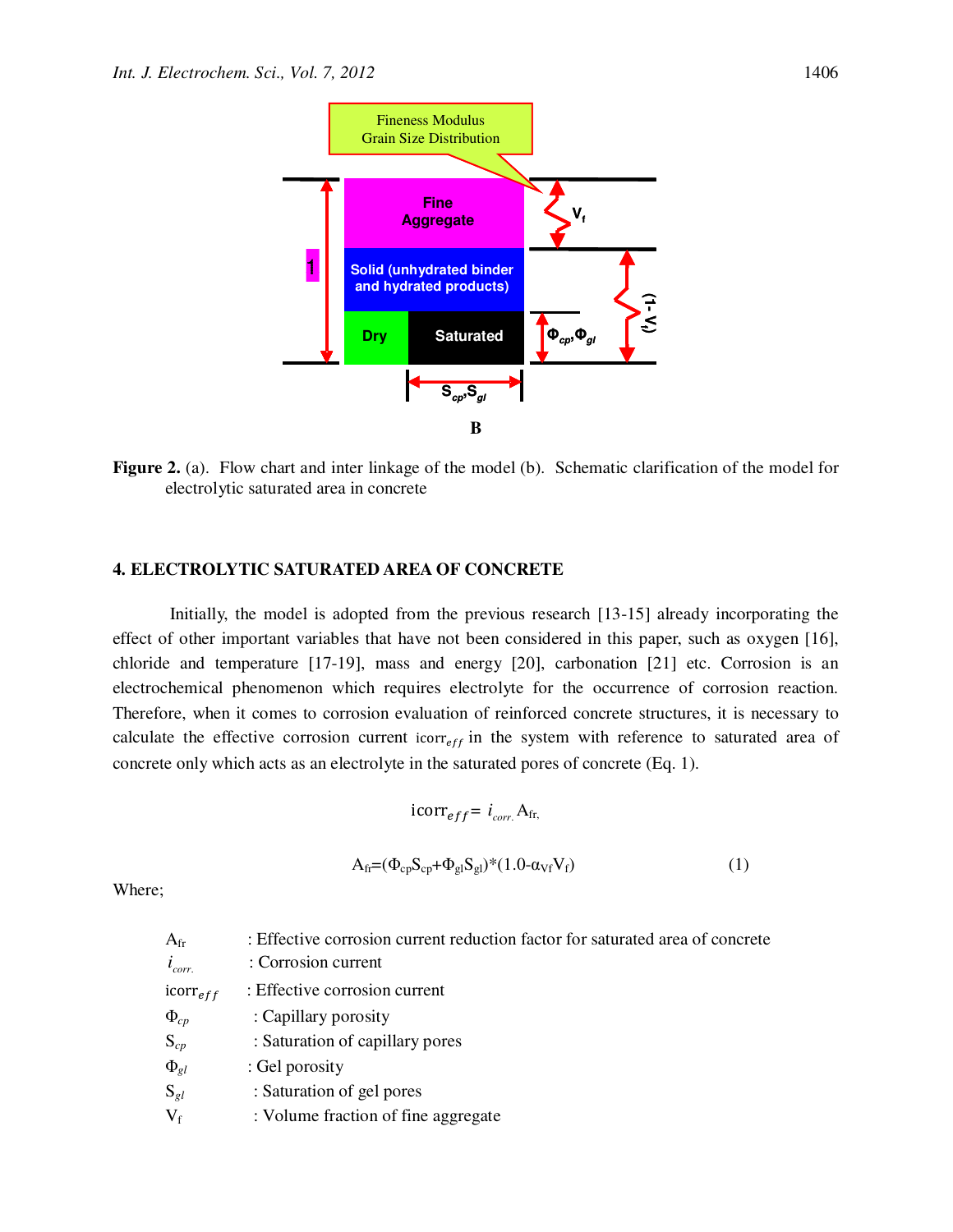B

**Figure 2.** (a). Flow chart and inter linkage of the model (b). Schematic clarification of the model for electrolytic saturated area in concrete

## 4. ELECTROLYTIC SATURATED AREA OF CONCRETE

Initially, the model is adopted from the previous research [13-15] already incorporating the effect of other important variables that have not been considered in this paper, such as oxygen [16], chloride and temperature [17-19], mass and energy [20], carbonation [21] etc. Corrosion is an electrochemical phenomenon which requires electrolyte for the occurrence of corrosion reaction. Therefore, when it comes to corrosion evaluation of reinforced concrete structures, it is necessary to calculate the effective corrosion current $\mathrm{icorr}_{eff}$ in the system with reference to saturated area of concrete only which acts as an electrolyte in the saturated pores of concrete (Eq. 1).

$$\mathrm{icorr}_{eff} = i_{corr.} A_{fr},$$

$$A_{fr} = (\Phi_{cp} S_{cp} + \Phi_{gl} S_{gl}) * (1.0 - \alpha_{Vf} V_f) \quad (1)$$

Where;

- $A_{fr}$ : Effective corrosion current reduction factor for saturated area of concrete
- $i_{corr.}$ : Corrosion current
- $\mathrm{icorr}_{eff}$ : Effective corrosion current
- $\Phi_{cp}$ : Capillary porosity
- $S_{cp}$ : Saturation of capillary pores
- $\Phi_{gl}$ : Gel porosity
- $S_{gl}$ : Saturation of gel pores
- $V_f$ : Volume fraction of fine aggregate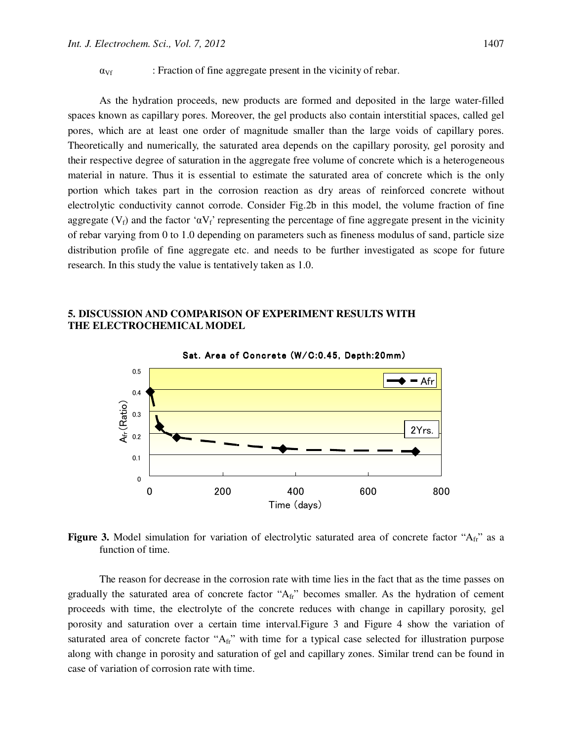$\alpha_{Vf}$ : Fraction of fine aggregate present in the vicinity of rebar.

As the hydration proceeds, new products are formed and deposited in the large water-filled spaces known as capillary pores. Moreover, the gel products also contain interstitial spaces, called gel pores, which are at least one order of magnitude smaller than the large voids of capillary pores. Theoretically and numerically, the saturated area depends on the capillary porosity, gel porosity and their respective degree of saturation in the aggregate free volume of concrete which is a heterogeneous material in nature. Thus it is essential to estimate the saturated area of concrete which is the only portion which takes part in the corrosion reaction as dry areas of reinforced concrete without electrolytic conductivity cannot corrode. Consider Fig.2b in this model, the volume fraction of fine aggregate ($V_f$) and the factor '$\alpha V_f$' representing the percentage of fine aggregate present in the vicinity of rebar varying from 0 to 1.0 depending on parameters such as fineness modulus of sand, particle size distribution profile of fine aggregate etc. and needs to be further investigated as scope for future research. In this study the value is tentatively taken as 1.0.

## 5. DISCUSSION AND COMPARISON OF EXPERIMENT RESULTS WITH THE ELECTROCHEMICAL MODEL

**Figure 3.** Model simulation for variation of electrolytic saturated area of concrete factor "$A_{fr}$" as a function of time.

The reason for decrease in the corrosion rate with time lies in the fact that as the time passes on gradually the saturated area of concrete factor "$A_{fr}$" becomes smaller. As the hydration of cement proceeds with time, the electrolyte of the concrete reduces with change in capillary porosity, gel porosity and saturation over a certain time interval.Figure 3 and Figure 4 show the variation of saturated area of concrete factor "$A_{fr}$" with time for a typical case selected for illustration purpose along with change in porosity and saturation of gel and capillary zones. Similar trend can be found in case of variation of corrosion rate with time.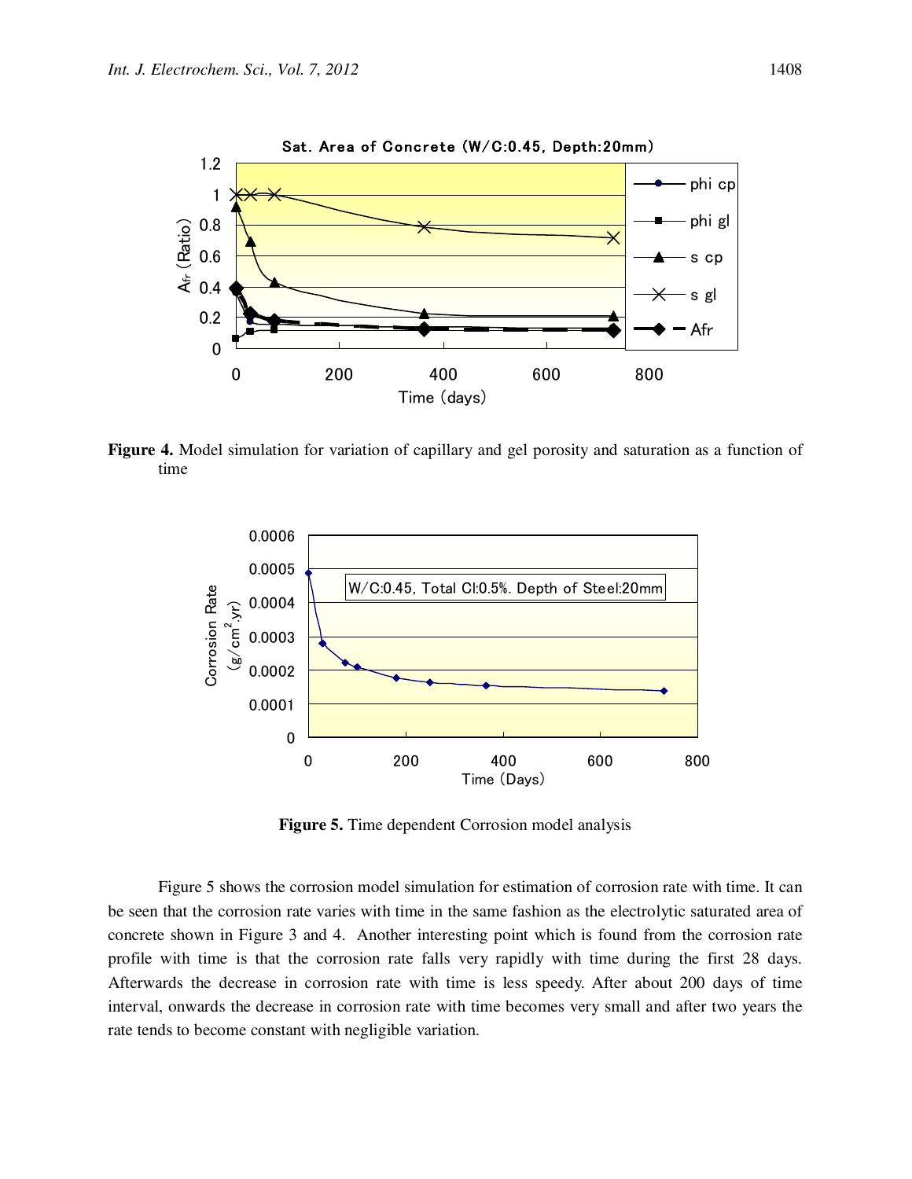**Figure 4.** Model simulation for variation of capillary and gel porosity and saturation as a function of time

**Figure 5.** Time dependent Corrosion model analysis

Figure 5 shows the corrosion model simulation for estimation of corrosion rate with time. It can be seen that the corrosion rate varies with time in the same fashion as the electrolytic saturated area of concrete shown in Figure 3 and 4. Another interesting point which is found from the corrosion rate profile with time is that the corrosion rate falls very rapidly with time during the first 28 days. Afterwards the decrease in corrosion rate with time is less speedy. After about 200 days of time interval, onwards the decrease in corrosion rate with time becomes very small and after two years the rate tends to become constant with negligible variation.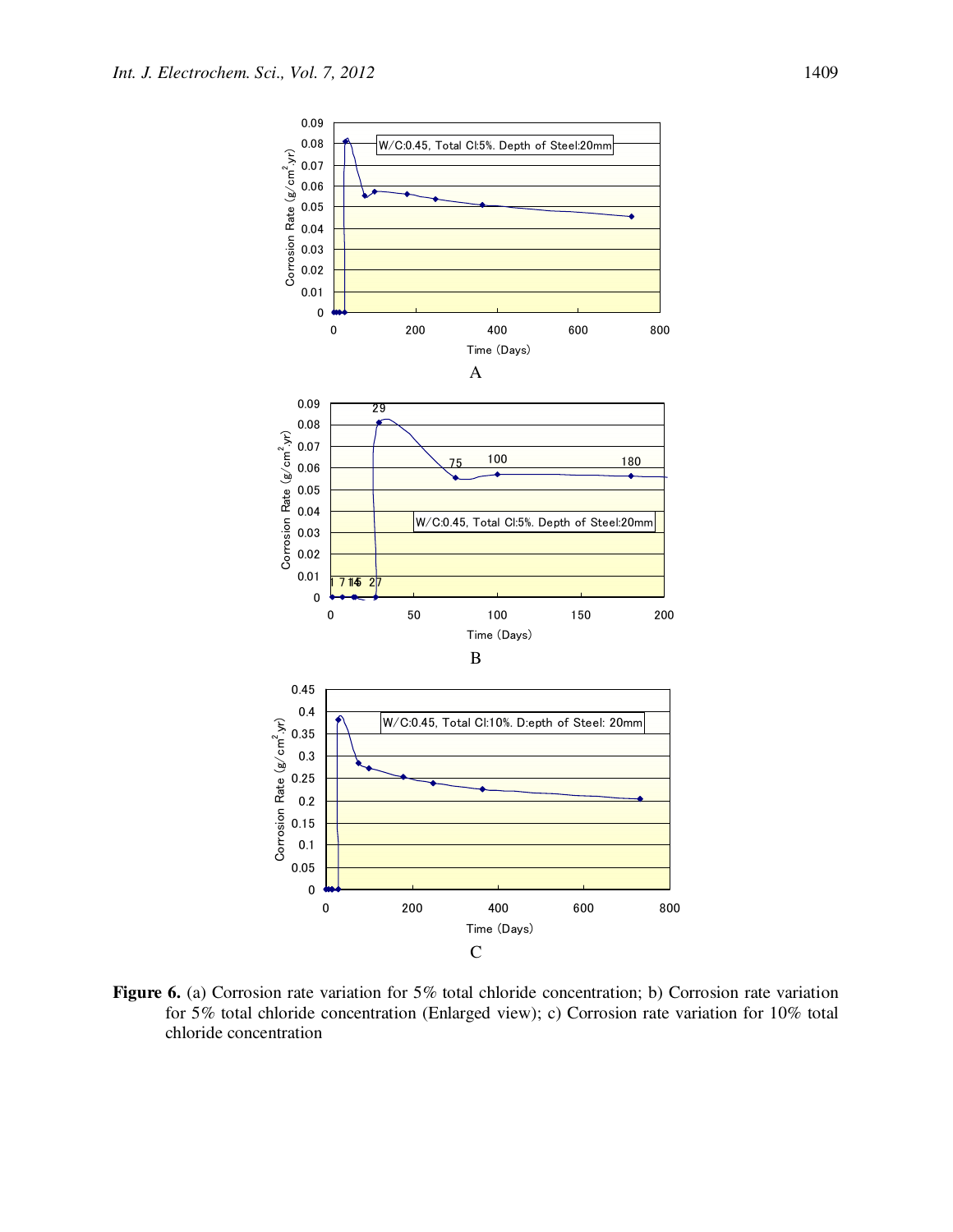**Figure 6.** (a) Corrosion rate variation for 5% total chloride concentration; b) Corrosion rate variation for 5% total chloride concentration (Enlarged view); c) Corrosion rate variation for 10% total chloride concentration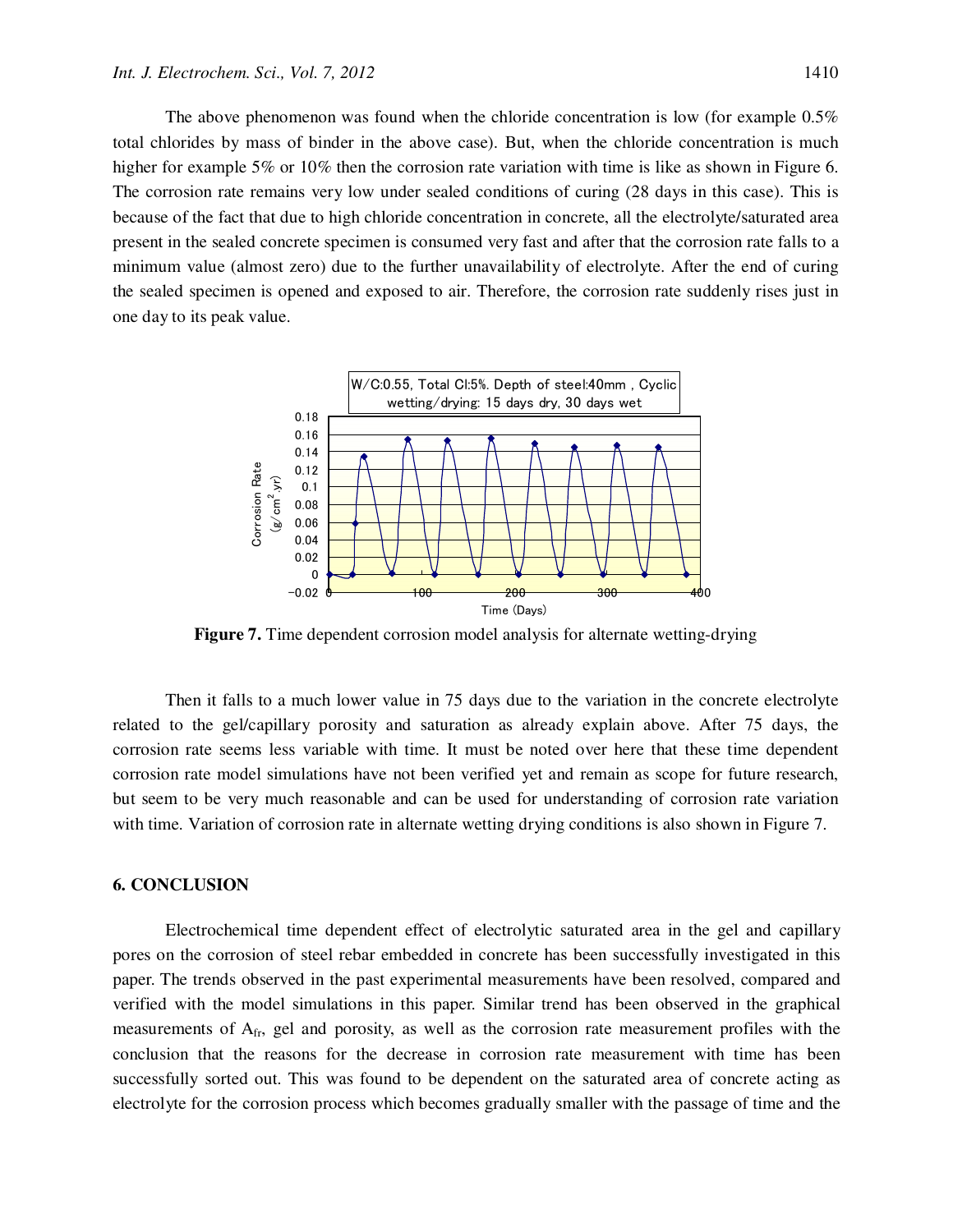The above phenomenon was found when the chloride concentration is low (for example 0.5% total chlorides by mass of binder in the above case). But, when the chloride concentration is much higher for example 5% or 10% then the corrosion rate variation with time is like as shown in Figure 6. The corrosion rate remains very low under sealed conditions of curing (28 days in this case). This is because of the fact that due to high chloride concentration in concrete, all the electrolyte/saturated area present in the sealed concrete specimen is consumed very fast and after that the corrosion rate falls to a minimum value (almost zero) due to the further unavailability of electrolyte. After the end of curing the sealed specimen is opened and exposed to air. Therefore, the corrosion rate suddenly rises just in one day to its peak value.

**Figure 7.** Time dependent corrosion model analysis for alternate wetting-drying

Then it falls to a much lower value in 75 days due to the variation in the concrete electrolyte related to the gel/capillary porosity and saturation as already explain above. After 75 days, the corrosion rate seems less variable with time. It must be noted over here that these time dependent corrosion rate model simulations have not been verified yet and remain as scope for future research, but seem to be very much reasonable and can be used for understanding of corrosion rate variation with time. Variation of corrosion rate in alternate wetting drying conditions is also shown in Figure 7.

## 6. CONCLUSION

Electrochemical time dependent effect of electrolytic saturated area in the gel and capillary pores on the corrosion of steel rebar embedded in concrete has been successfully investigated in this paper. The trends observed in the past experimental measurements have been resolved, compared and verified with the model simulations in this paper. Similar trend has been observed in the graphical measurements of $A_{fr}$, gel and porosity, as well as the corrosion rate measurement profiles with the conclusion that the reasons for the decrease in corrosion rate measurement with time has been successfully sorted out. This was found to be dependent on the saturated area of concrete acting as electrolyte for the corrosion process which becomes gradually smaller with the passage of time and the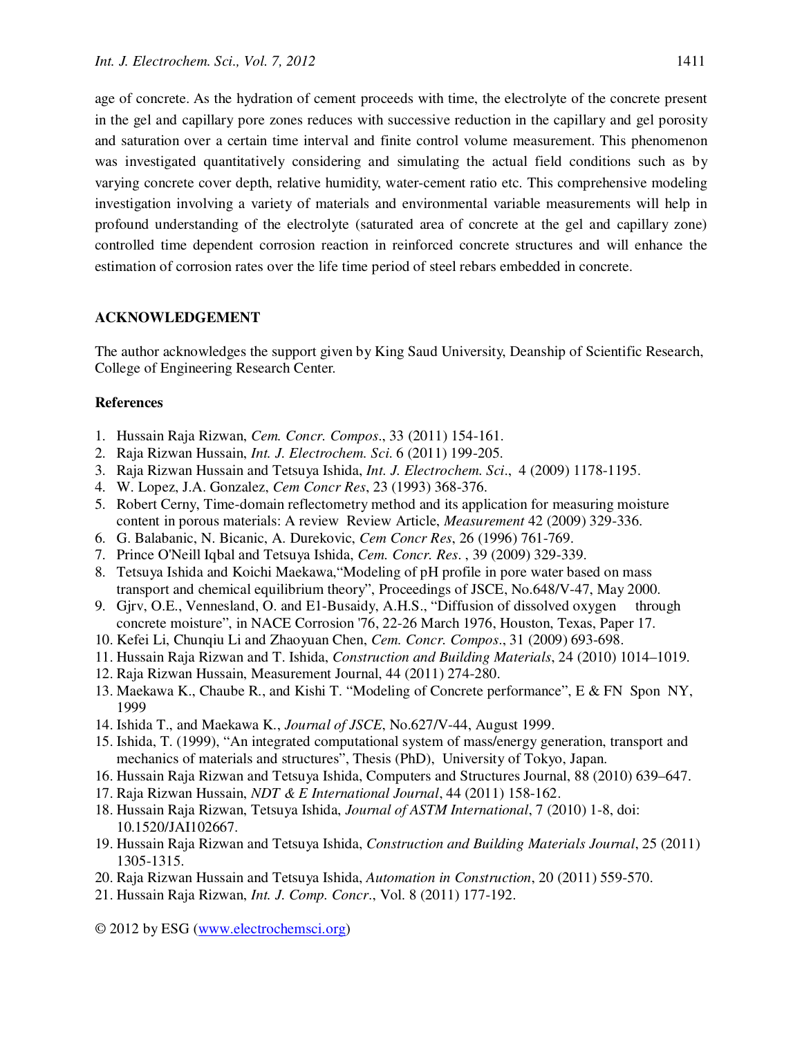age of concrete. As the hydration of cement proceeds with time, the electrolyte of the concrete present in the gel and capillary pore zones reduces with successive reduction in the capillary and gel porosity and saturation over a certain time interval and finite control volume measurement. This phenomenon was investigated quantitatively considering and simulating the actual field conditions such as by varying concrete cover depth, relative humidity, water-cement ratio etc. This comprehensive modeling investigation involving a variety of materials and environmental variable measurements will help in profound understanding of the electrolyte (saturated area of concrete at the gel and capillary zone) controlled time dependent corrosion reaction in reinforced concrete structures and will enhance the estimation of corrosion rates over the life time period of steel rebars embedded in concrete.

## ACKNOWLEDGEMENT

The author acknowledges the support given by King Saud University, Deanship of Scientific Research, College of Engineering Research Center.

## References

1. Hussain Raja Rizwan, *Cem. Concr. Compos*., 33 (2011) 154-161.
2. Raja Rizwan Hussain, *Int. J. Electrochem. Sci*. 6 (2011) 199-205.
3. Raja Rizwan Hussain and Tetsuya Ishida, *Int. J. Electrochem. Sci*., 4 (2009) 1178-1195.
4. W. Lopez, J.A. Gonzalez, *Cem Concr Res*, 23 (1993) 368-376.
5. Robert Cerny, Time-domain reflectometry method and its application for measuring moisture content in porous materials: A review Review Article, *Measurement* 42 (2009) 329-336.
6. G. Balabanic, N. Bicanic, A. Durekovic, *Cem Concr Res*, 26 (1996) 761-769.
7. Prince O'Neill Iqbal and Tetsuya Ishida, *Cem. Concr. Res.* , 39 (2009) 329-339.
8. Tetsuya Ishida and Koichi Maekawa,"Modeling of pH profile in pore water based on mass transport and chemical equilibrium theory", Proceedings of JSCE, No.648/V-47, May 2000.
9. Gjrv, O.E., Vennesland, O. and E1-Busaidy, A.H.S., "Diffusion of dissolved oxygen through concrete moisture", in NACE Corrosion '76, 22-26 March 1976, Houston, Texas, Paper 17.
10. Kefei Li, Chunqiu Li and Zhaoyuan Chen, *Cem. Concr. Compos*., 31 (2009) 693-698.
11. Hussain Raja Rizwan and T. Ishida, *Construction and Building Materials*, 24 (2010) 1014–1019.
12. Raja Rizwan Hussain, Measurement Journal, 44 (2011) 274-280.
13. Maekawa K., Chaube R., and Kishi T. "Modeling of Concrete performance", E & FN Spon NY, 1999
14. Ishida T., and Maekawa K., *Journal of JSCE*, No.627/V-44, August 1999.
15. Ishida, T. (1999), "An integrated computational system of mass/energy generation, transport and mechanics of materials and structures", Thesis (PhD), University of Tokyo, Japan.
16. Hussain Raja Rizwan and Tetsuya Ishida, Computers and Structures Journal, 88 (2010) 639–647.
17. Raja Rizwan Hussain, *NDT & E International Journal*, 44 (2011) 158-162.
18. Hussain Raja Rizwan, Tetsuya Ishida, *Journal of ASTM International*, 7 (2010) 1-8, doi: 10.1520/JAI102667.
19. Hussain Raja Rizwan and Tetsuya Ishida, *Construction and Building Materials Journal*, 25 (2011) 1305-1315.
20. Raja Rizwan Hussain and Tetsuya Ishida, *Automation in Construction*, 20 (2011) 559-570.
21. Hussain Raja Rizwan, *Int. J. Comp. Concr.*, Vol. 8 (2011) 177-192.

© 2012 by ESG (www.electrochemsci.org)